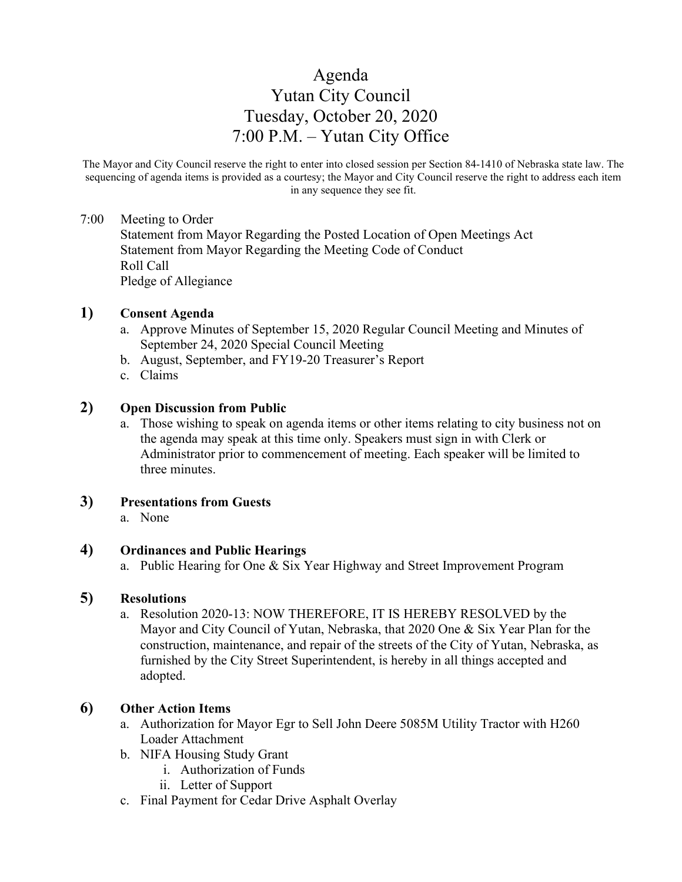# Agenda
# Yutan City Council
# Tuesday, October 20, 2020
# 7:00 P.M. – Yutan City Office

The Mayor and City Council reserve the right to enter into closed session per Section 84-1410 of Nebraska state law. The sequencing of agenda items is provided as a courtesy; the Mayor and City Council reserve the right to address each item in any sequence they see fit.

7:00 Meeting to Order
Statement from Mayor Regarding the Posted Location of Open Meetings Act
Statement from Mayor Regarding the Meeting Code of Conduct
Roll Call
Pledge of Allegiance

**1) Consent Agenda**

a. Approve Minutes of September 15, 2020 Regular Council Meeting and Minutes of September 24, 2020 Special Council Meeting
b. August, September, and FY19-20 Treasurer's Report
c. Claims

**2) Open Discussion from Public**

a. Those wishing to speak on agenda items or other items relating to city business not on the agenda may speak at this time only. Speakers must sign in with Clerk or Administrator prior to commencement of meeting. Each speaker will be limited to three minutes.

**3) Presentations from Guests**

a. None

**4) Ordinances and Public Hearings**

a. Public Hearing for One & Six Year Highway and Street Improvement Program

**5) Resolutions**

a. Resolution 2020-13: NOW THEREFORE, IT IS HEREBY RESOLVED by the Mayor and City Council of Yutan, Nebraska, that 2020 One & Six Year Plan for the construction, maintenance, and repair of the streets of the City of Yutan, Nebraska, as furnished by the City Street Superintendent, is hereby in all things accepted and adopted.

**6) Other Action Items**

a. Authorization for Mayor Egr to Sell John Deere 5085M Utility Tractor with H260 Loader Attachment
b. NIFA Housing Study Grant
   i. Authorization of Funds
   ii. Letter of Support
c. Final Payment for Cedar Drive Asphalt Overlay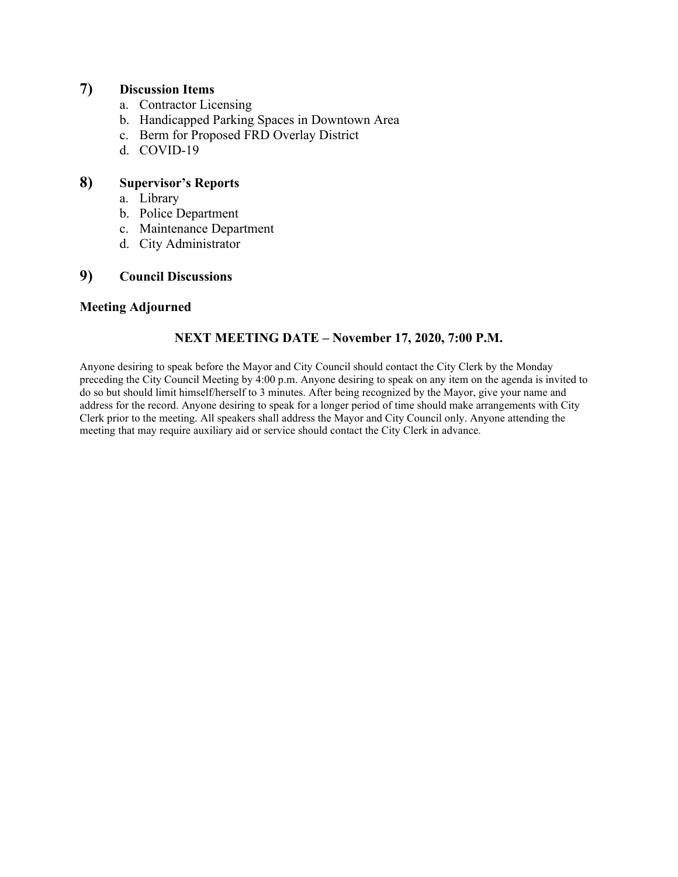## 7) Discussion Items

a. Contractor Licensing
b. Handicapped Parking Spaces in Downtown Area
c. Berm for Proposed FRD Overlay District
d. COVID-19

## 8) Supervisor's Reports

a. Library
b. Police Department
c. Maintenance Department
d. City Administrator

## 9) Council Discussions

**Meeting Adjourned**

**NEXT MEETING DATE – November 17, 2020, 7:00 P.M.**

Anyone desiring to speak before the Mayor and City Council should contact the City Clerk by the Monday preceding the City Council Meeting by 4:00 p.m. Anyone desiring to speak on any item on the agenda is invited to do so but should limit himself/herself to 3 minutes. After being recognized by the Mayor, give your name and address for the record. Anyone desiring to speak for a longer period of time should make arrangements with City Clerk prior to the meeting. All speakers shall address the Mayor and City Council only. Anyone attending the meeting that may require auxiliary aid or service should contact the City Clerk in advance.